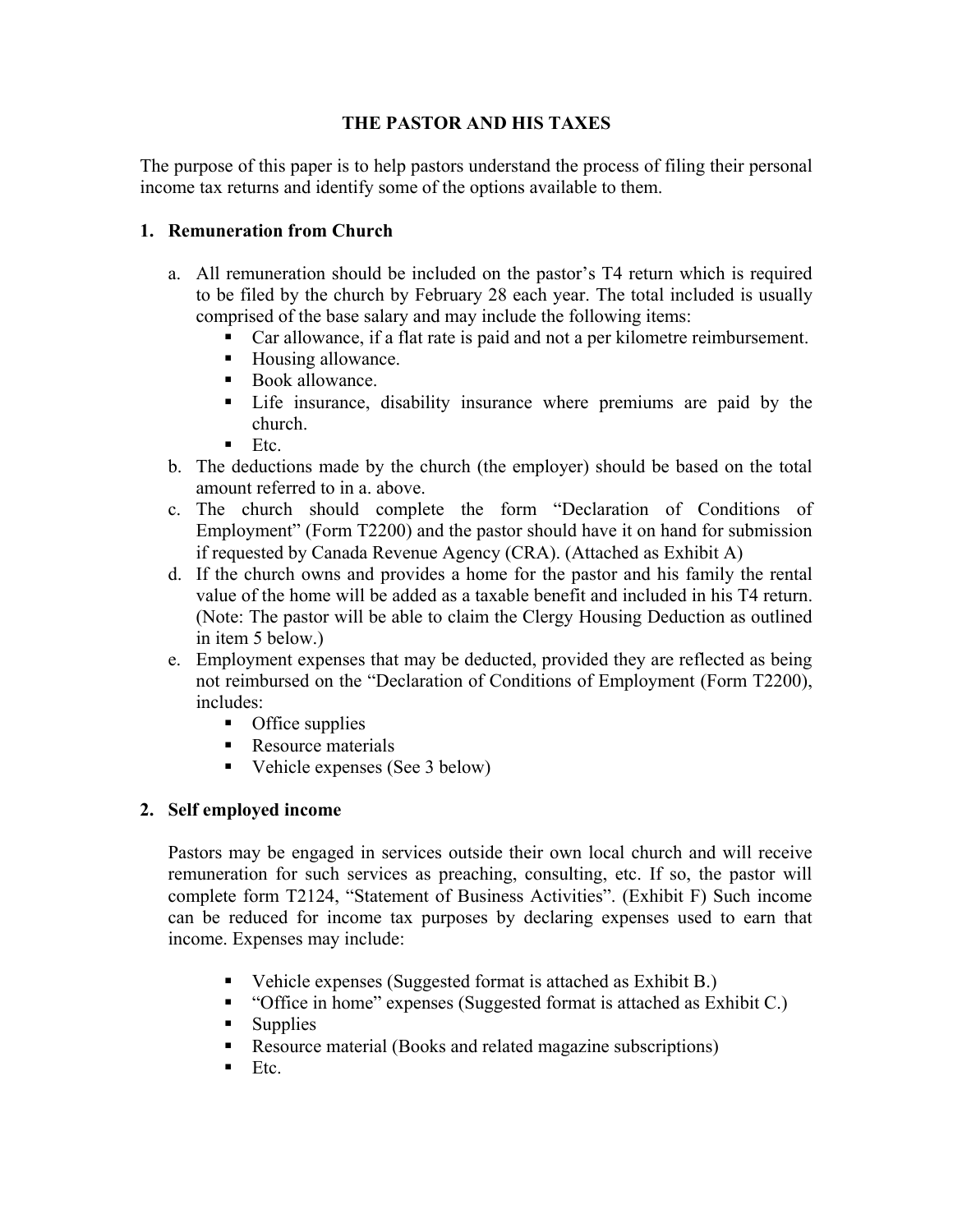# THE PASTOR AND HIS TAXES

The purpose of this paper is to help pastors understand the process of filing their personal income tax returns and identify some of the options available to them.

## 1. Remuneration from Church

a. All remuneration should be included on the pastor's T4 return which is required to be filed by the church by February 28 each year. The total included is usually comprised of the base salary and may include the following items:
   - Car allowance, if a flat rate is paid and not a per kilometre reimbursement.
   - Housing allowance.
   - Book allowance.
   - Life insurance, disability insurance where premiums are paid by the church.
   - Etc.

b. The deductions made by the church (the employer) should be based on the total amount referred to in a. above.

c. The church should complete the form "Declaration of Conditions of Employment" (Form T2200) and the pastor should have it on hand for submission if requested by Canada Revenue Agency (CRA). (Attached as Exhibit A)

d. If the church owns and provides a home for the pastor and his family the rental value of the home will be added as a taxable benefit and included in his T4 return. (Note: The pastor will be able to claim the Clergy Housing Deduction as outlined in item 5 below.)

e. Employment expenses that may be deducted, provided they are reflected as being not reimbursed on the "Declaration of Conditions of Employment (Form T2200), includes:
   - Office supplies
   - Resource materials
   - Vehicle expenses (See 3 below)

## 2. Self employed income

Pastors may be engaged in services outside their own local church and will receive remuneration for such services as preaching, consulting, etc. If so, the pastor will complete form T2124, "Statement of Business Activities". (Exhibit F) Such income can be reduced for income tax purposes by declaring expenses used to earn that income. Expenses may include:

- Vehicle expenses (Suggested format is attached as Exhibit B.)
- "Office in home" expenses (Suggested format is attached as Exhibit C.)
- Supplies
- Resource material (Books and related magazine subscriptions)
- Etc.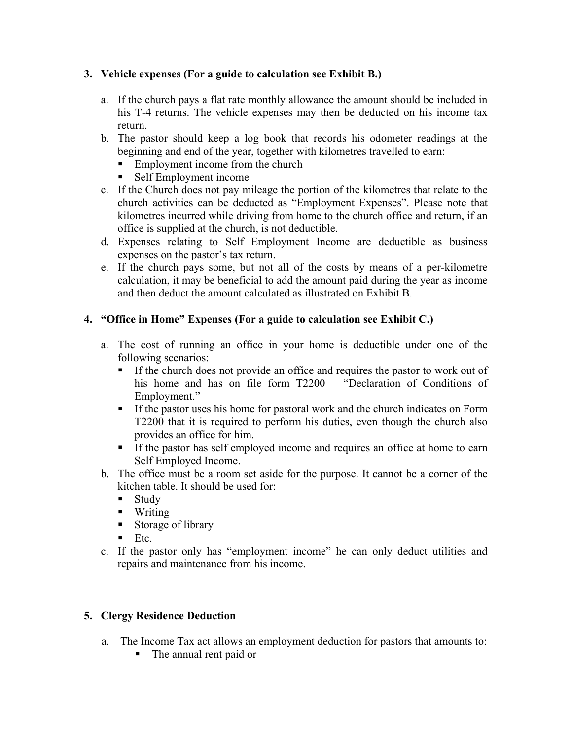## 3. Vehicle expenses (For a guide to calculation see Exhibit B.)

a. If the church pays a flat rate monthly allowance the amount should be included in his T-4 returns. The vehicle expenses may then be deducted on his income tax return.

b. The pastor should keep a log book that records his odometer readings at the beginning and end of the year, together with kilometres travelled to earn:
   - Employment income from the church
   - Self Employment income

c. If the Church does not pay mileage the portion of the kilometres that relate to the church activities can be deducted as "Employment Expenses". Please note that kilometres incurred while driving from home to the church office and return, if an office is supplied at the church, is not deductible.

d. Expenses relating to Self Employment Income are deductible as business expenses on the pastor's tax return.

e. If the church pays some, but not all of the costs by means of a per-kilometre calculation, it may be beneficial to add the amount paid during the year as income and then deduct the amount calculated as illustrated on Exhibit B.

## 4. "Office in Home" Expenses (For a guide to calculation see Exhibit C.)

a. The cost of running an office in your home is deductible under one of the following scenarios:
   - If the church does not provide an office and requires the pastor to work out of his home and has on file form T2200 – "Declaration of Conditions of Employment."
   - If the pastor uses his home for pastoral work and the church indicates on Form T2200 that it is required to perform his duties, even though the church also provides an office for him.
   - If the pastor has self employed income and requires an office at home to earn Self Employed Income.

b. The office must be a room set aside for the purpose. It cannot be a corner of the kitchen table. It should be used for:
   - Study
   - Writing
   - Storage of library
   - Etc.

c. If the pastor only has "employment income" he can only deduct utilities and repairs and maintenance from his income.

## 5. Clergy Residence Deduction

a. The Income Tax act allows an employment deduction for pastors that amounts to:
   - The annual rent paid or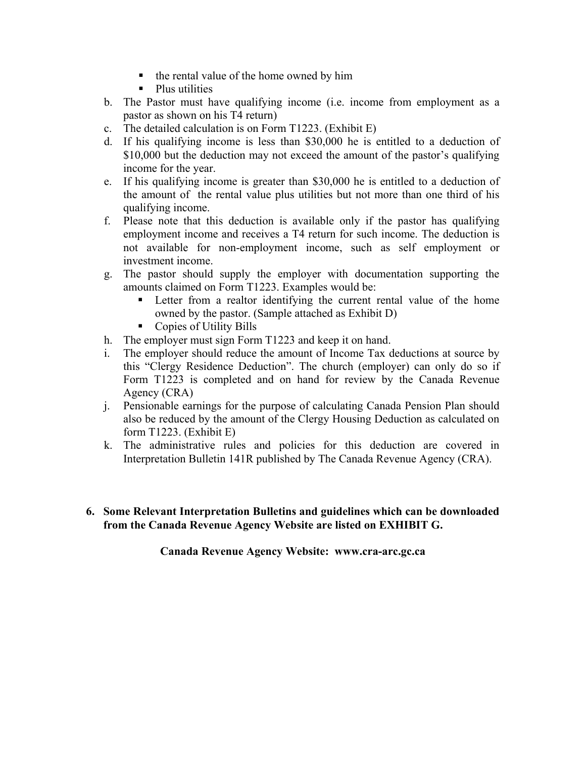- the rental value of the home owned by him
    - Plus utilities

b. The Pastor must have qualifying income (i.e. income from employment as a pastor as shown on his T4 return)

c. The detailed calculation is on Form T1223. (Exhibit E)

d. If his qualifying income is less than $30,000 he is entitled to a deduction of $10,000 but the deduction may not exceed the amount of the pastor's qualifying income for the year.

e. If his qualifying income is greater than $30,000 he is entitled to a deduction of the amount of the rental value plus utilities but not more than one third of his qualifying income.

f. Please note that this deduction is available only if the pastor has qualifying employment income and receives a T4 return for such income. The deduction is not available for non-employment income, such as self employment or investment income.

g. The pastor should supply the employer with documentation supporting the amounts claimed on Form T1223. Examples would be:
    - Letter from a realtor identifying the current rental value of the home owned by the pastor. (Sample attached as Exhibit D)
    - Copies of Utility Bills

h. The employer must sign Form T1223 and keep it on hand.

i. The employer should reduce the amount of Income Tax deductions at source by this "Clergy Residence Deduction". The church (employer) can only do so if Form T1223 is completed and on hand for review by the Canada Revenue Agency (CRA)

j. Pensionable earnings for the purpose of calculating Canada Pension Plan should also be reduced by the amount of the Clergy Housing Deduction as calculated on form T1223. (Exhibit E)

k. The administrative rules and policies for this deduction are covered in Interpretation Bulletin 141R published by The Canada Revenue Agency (CRA).

**6. Some Relevant Interpretation Bulletins and guidelines which can be downloaded from the Canada Revenue Agency Website are listed on EXHIBIT G.**

**Canada Revenue Agency Website: www.cra-arc.gc.ca**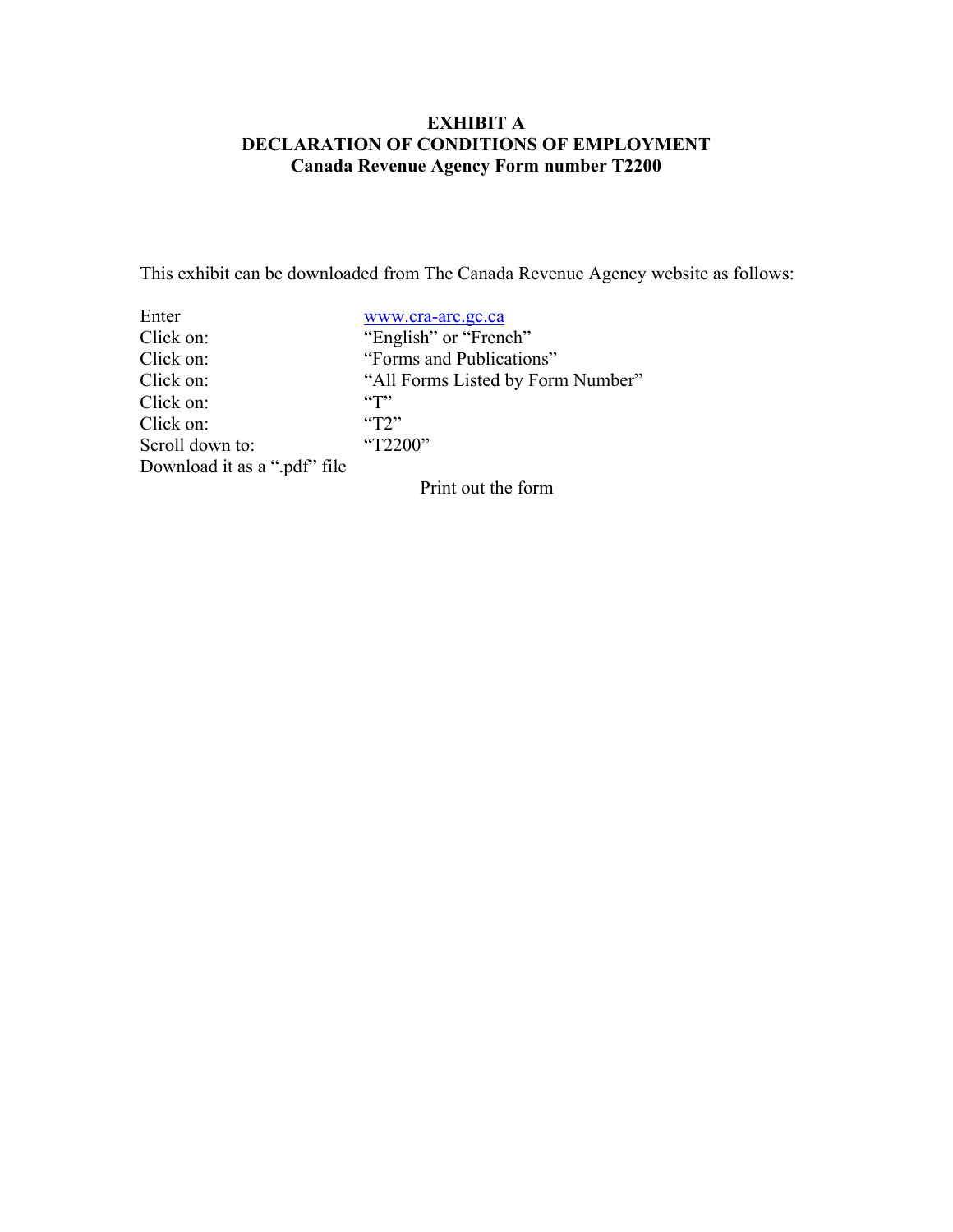**EXHIBIT A**
**DECLARATION OF CONDITIONS OF EMPLOYMENT**
**Canada Revenue Agency Form number T2200**

This exhibit can be downloaded from The Canada Revenue Agency website as follows:

| | |
|---|---|
| Enter | www.cra-arc.gc.ca |
| Click on: | "English" or "French" |
| Click on: | "Forms and Publications" |
| Click on: | "All Forms Listed by Form Number" |
| Click on: | "T" |
| Click on: | "T2" |
| Scroll down to: | "T2200" |
| Download it as a ".pdf" file | |

Print out the form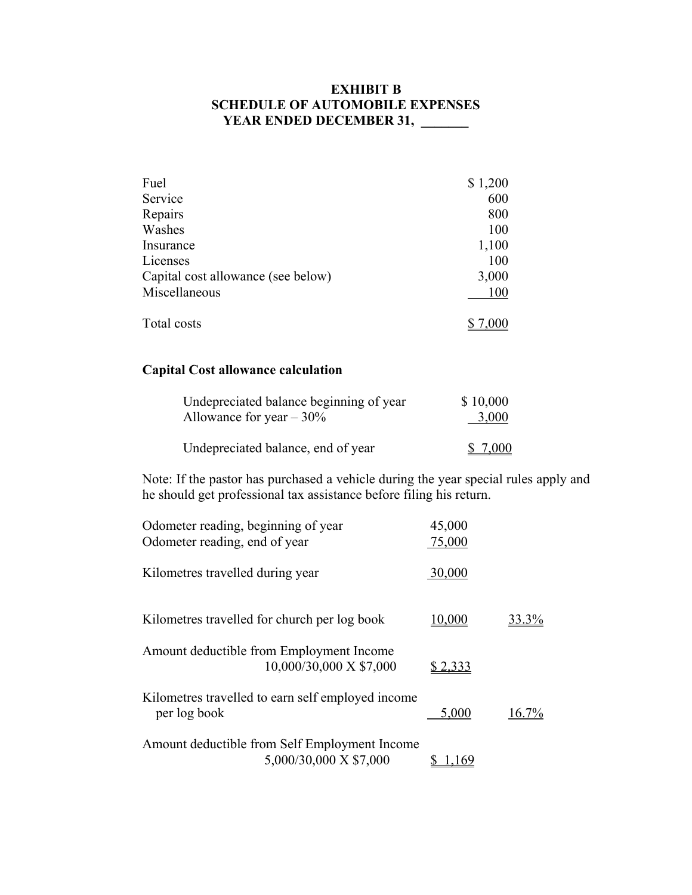## EXHIBIT B
## SCHEDULE OF AUTOMOBILE EXPENSES
## YEAR ENDED DECEMBER 31, _______

| | |
|---|---|
| Fuel | $ 1,200 |
| Service | 600 |
| Repairs | 800 |
| Washes | 100 |
| Insurance | 1,100 |
| Licenses | 100 |
| Capital cost allowance (see below) | 3,000 |
| Miscellaneous | 100 |
| Total costs | $ 7,000 |

**Capital Cost allowance calculation**

| | |
|---|---|
| Undepreciated balance beginning of year | $ 10,000 |
| Allowance for year – 30% | 3,000 |
| Undepreciated balance, end of year | $ 7,000 |

Note: If the pastor has purchased a vehicle during the year special rules apply and he should get professional tax assistance before filing his return.

| | | |
|---|---|---|
| Odometer reading, beginning of year | 45,000 | |
| Odometer reading, end of year | 75,000 | |
| Kilometres travelled during year | 30,000 | |
| Kilometres travelled for church per log book | 10,000 | 33.3% |
| Amount deductible from Employment Income 10,000/30,000 X $7,000 | $ 2,333 | |
| Kilometres travelled to earn self employed income per log book | 5,000 | 16.7% |
| Amount deductible from Self Employment Income 5,000/30,000 X $7,000 | $ 1,169 | |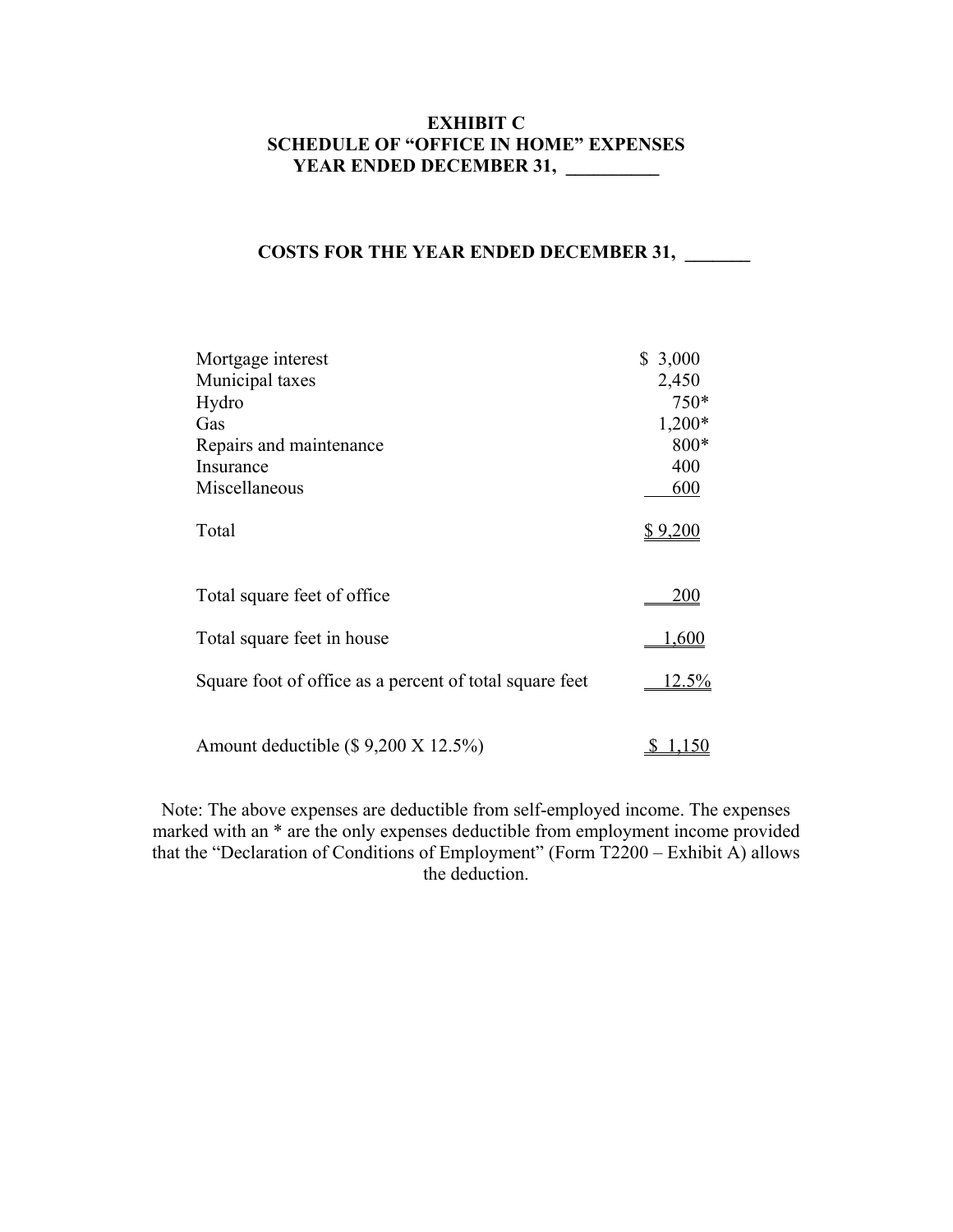**EXHIBIT C**
**SCHEDULE OF "OFFICE IN HOME" EXPENSES**
**YEAR ENDED DECEMBER 31, \_\_\_\_\_\_\_\_\_\_**

**COSTS FOR THE YEAR ENDED DECEMBER 31, \_\_\_\_\_\_\_**

| | |
|---|---|
| Mortgage interest | $ 3,000 |
| Municipal taxes | 2,450 |
| Hydro | 750* |
| Gas | 1,200* |
| Repairs and maintenance | 800* |
| Insurance | 400 |
| Miscellaneous | 600 |
| Total | $ 9,200 |
| Total square feet of office | 200 |
| Total square feet in house | 1,600 |
| Square foot of office as a percent of total square feet | 12.5% |
| Amount deductible ($ 9,200 X 12.5%) | $ 1,150 |

Note: The above expenses are deductible from self-employed income. The expenses marked with an * are the only expenses deductible from employment income provided that the "Declaration of Conditions of Employment" (Form T2200 – Exhibit A) allows the deduction.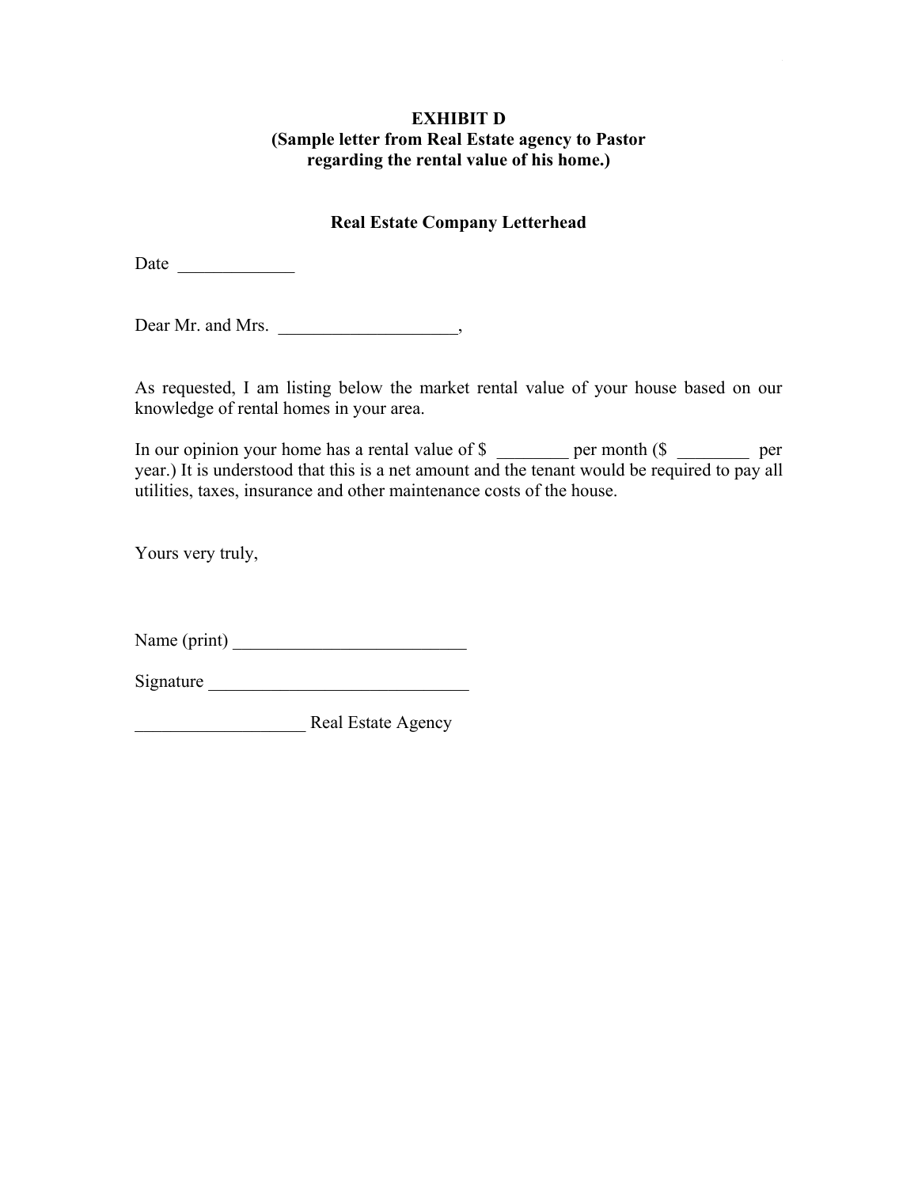**EXHIBIT D**
**(Sample letter from Real Estate agency to Pastor regarding the rental value of his home.)**

**Real Estate Company Letterhead**

Date _____________

Dear Mr. and Mrs. ____________________,

As requested, I am listing below the market rental value of your house based on our knowledge of rental homes in your area.

In our opinion your home has a rental value of $ ________ per month ($ ________ per year.) It is understood that this is a net amount and the tenant would be required to pay all utilities, taxes, insurance and other maintenance costs of the house.

Yours very truly,

Name (print) __________________________

Signature _____________________________

___________________ Real Estate Agency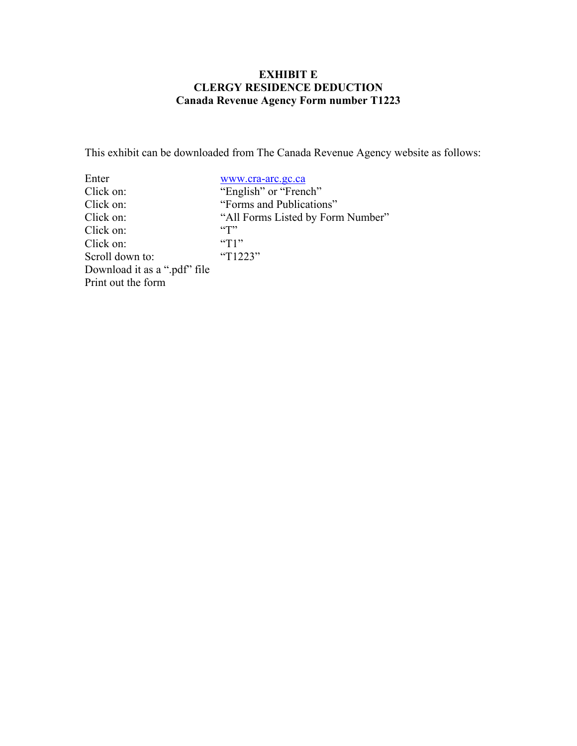# EXHIBIT E
## CLERGY RESIDENCE DEDUCTION
### Canada Revenue Agency Form number T1223

This exhibit can be downloaded from The Canada Revenue Agency website as follows:

| | |
|---|---|
| Enter | www.cra-arc.gc.ca |
| Click on: | "English" or "French" |
| Click on: | "Forms and Publications" |
| Click on: | "All Forms Listed by Form Number" |
| Click on: | "T" |
| Click on: | "T1" |
| Scroll down to: | "T1223" |
| Download it as a ".pdf" file | |
| Print out the form | |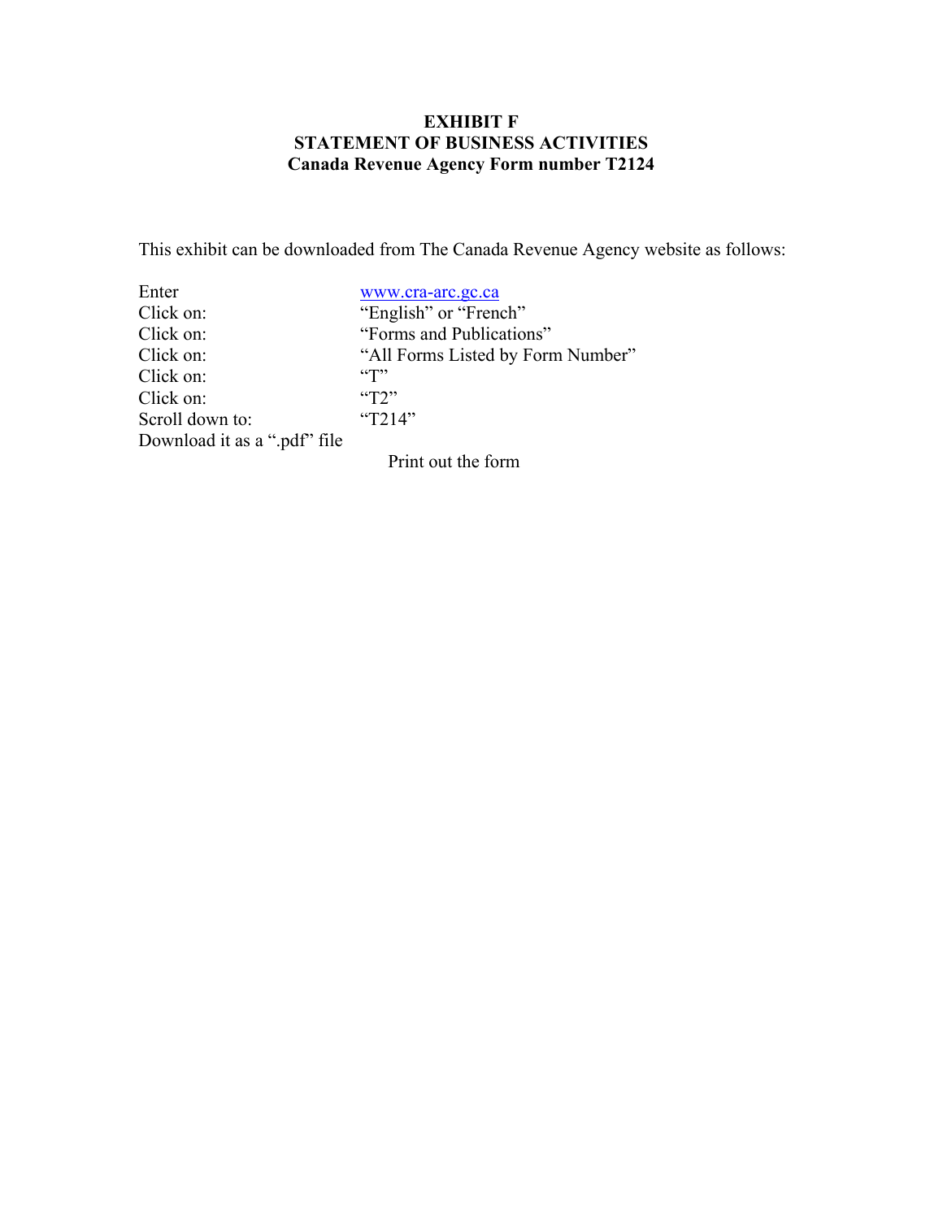**EXHIBIT F**
**STATEMENT OF BUSINESS ACTIVITIES**
**Canada Revenue Agency Form number T2124**

This exhibit can be downloaded from The Canada Revenue Agency website as follows:

| | |
|---|---|
| Enter | www.cra-arc.gc.ca |
| Click on: | "English" or "French" |
| Click on: | "Forms and Publications" |
| Click on: | "All Forms Listed by Form Number" |
| Click on: | "T" |
| Click on: | "T2" |
| Scroll down to: | "T214" |
| Download it as a ".pdf" file | |
| | Print out the form |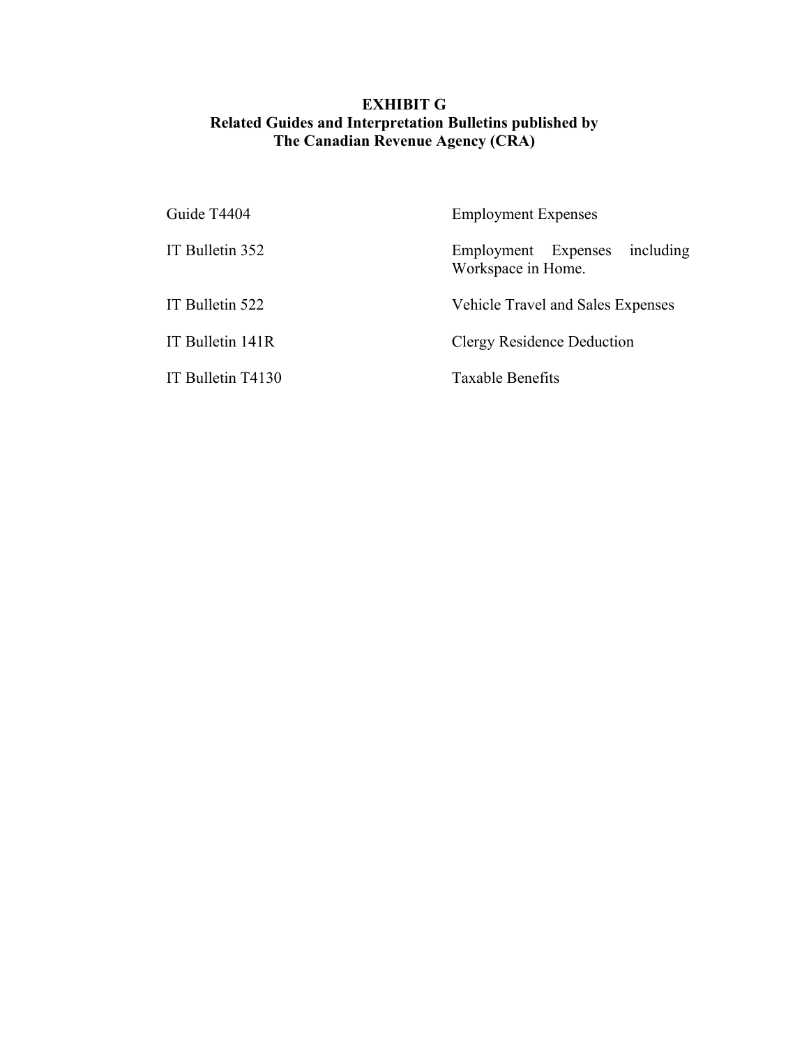# EXHIBIT G
## Related Guides and Interpretation Bulletins published by The Canadian Revenue Agency (CRA)

| | |
|---|---|
| Guide T4404 | Employment Expenses |
| IT Bulletin 352 | Employment Expenses including Workspace in Home. |
| IT Bulletin 522 | Vehicle Travel and Sales Expenses |
| IT Bulletin 141R | Clergy Residence Deduction |
| IT Bulletin T4130 | Taxable Benefits |